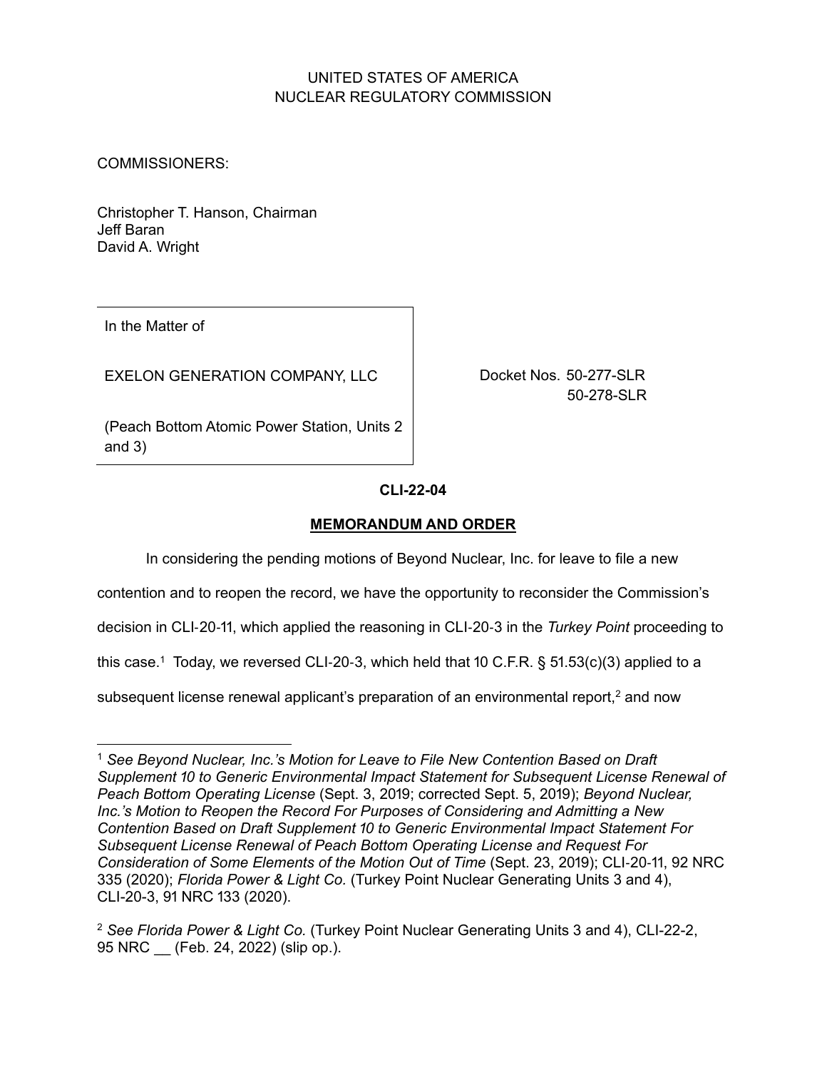UNITED STATES OF AMERICA
NUCLEAR REGULATORY COMMISSION

COMMISSIONERS:

Christopher T. Hanson, Chairman
Jeff Baran
David A. Wright

| In the Matter of<br><br>EXELON GENERATION COMPANY, LLC<br><br>(Peach Bottom Atomic Power Station, Units 2 and 3) | Docket Nos. 50-277-SLR<br>50-278-SLR |
|---|---|

**CLI-22-04**

**MEMORANDUM AND ORDER**

In considering the pending motions of Beyond Nuclear, Inc. for leave to file a new contention and to reopen the record, we have the opportunity to reconsider the Commission's decision in CLI-20-11, which applied the reasoning in CLI-20-3 in the *Turkey Point* proceeding to this case.[1] Today, we reversed CLI-20-3, which held that 10 C.F.R. § 51.53(c)(3) applied to a subsequent license renewal applicant's preparation of an environmental report,[2] and now

---

[1] *See Beyond Nuclear, Inc.'s Motion for Leave to File New Contention Based on Draft Supplement 10 to Generic Environmental Impact Statement for Subsequent License Renewal of Peach Bottom Operating License* (Sept. 3, 2019; corrected Sept. 5, 2019); *Beyond Nuclear, Inc.'s Motion to Reopen the Record For Purposes of Considering and Admitting a New Contention Based on Draft Supplement 10 to Generic Environmental Impact Statement For Subsequent License Renewal of Peach Bottom Operating License and Request For Consideration of Some Elements of the Motion Out of Time* (Sept. 23, 2019); CLI-20-11, 92 NRC 335 (2020); *Florida Power & Light Co.* (Turkey Point Nuclear Generating Units 3 and 4), CLI-20-3, 91 NRC 133 (2020).

[2] *See Florida Power & Light Co.* (Turkey Point Nuclear Generating Units 3 and 4), CLI-22-2, 95 NRC __ (Feb. 24, 2022) (slip op.).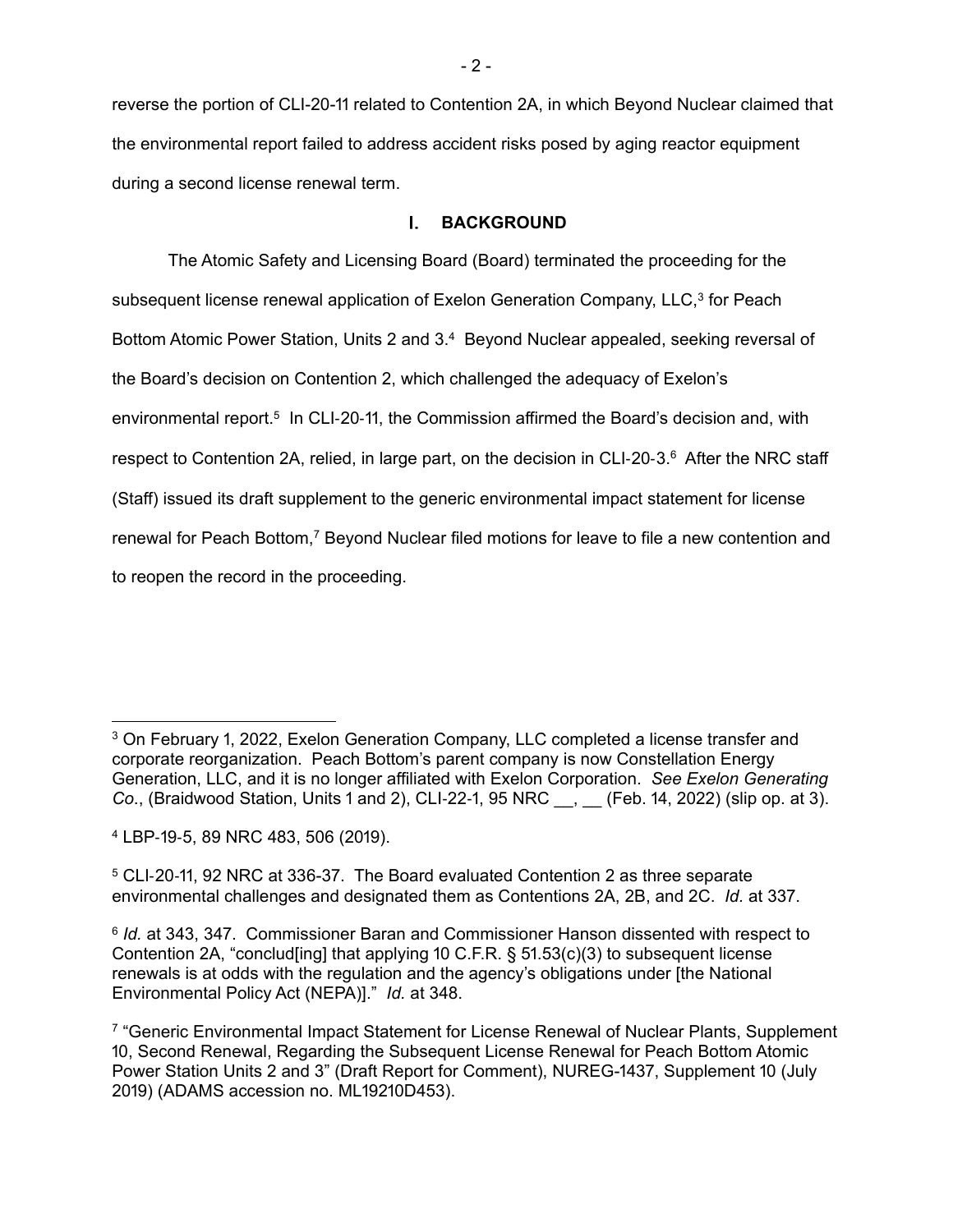reverse the portion of CLI-20-11 related to Contention 2A, in which Beyond Nuclear claimed that the environmental report failed to address accident risks posed by aging reactor equipment during a second license renewal term.

## I. BACKGROUND

The Atomic Safety and Licensing Board (Board) terminated the proceeding for the subsequent license renewal application of Exelon Generation Company, LLC,[3] for Peach Bottom Atomic Power Station, Units 2 and 3.[4] Beyond Nuclear appealed, seeking reversal of the Board's decision on Contention 2, which challenged the adequacy of Exelon's environmental report.[5] In CLI-20-11, the Commission affirmed the Board's decision and, with respect to Contention 2A, relied, in large part, on the decision in CLI-20-3.[6] After the NRC staff (Staff) issued its draft supplement to the generic environmental impact statement for license renewal for Peach Bottom,[7] Beyond Nuclear filed motions for leave to file a new contention and to reopen the record in the proceeding.

---

[3] On February 1, 2022, Exelon Generation Company, LLC completed a license transfer and corporate reorganization. Peach Bottom's parent company is now Constellation Energy Generation, LLC, and it is no longer affiliated with Exelon Corporation. *See Exelon Generating Co.*, (Braidwood Station, Units 1 and 2), CLI-22-1, 95 NRC __, __ (Feb. 14, 2022) (slip op. at 3).

[4] LBP-19-5, 89 NRC 483, 506 (2019).

[5] CLI-20-11, 92 NRC at 336-37. The Board evaluated Contention 2 as three separate environmental challenges and designated them as Contentions 2A, 2B, and 2C. *Id.* at 337.

[6] *Id.* at 343, 347. Commissioner Baran and Commissioner Hanson dissented with respect to Contention 2A, "conclud[ing] that applying 10 C.F.R. § 51.53(c)(3) to subsequent license renewals is at odds with the regulation and the agency's obligations under [the National Environmental Policy Act (NEPA)]." *Id.* at 348.

[7] "Generic Environmental Impact Statement for License Renewal of Nuclear Plants, Supplement 10, Second Renewal, Regarding the Subsequent License Renewal for Peach Bottom Atomic Power Station Units 2 and 3" (Draft Report for Comment), NUREG-1437, Supplement 10 (July 2019) (ADAMS accession no. ML19210D453).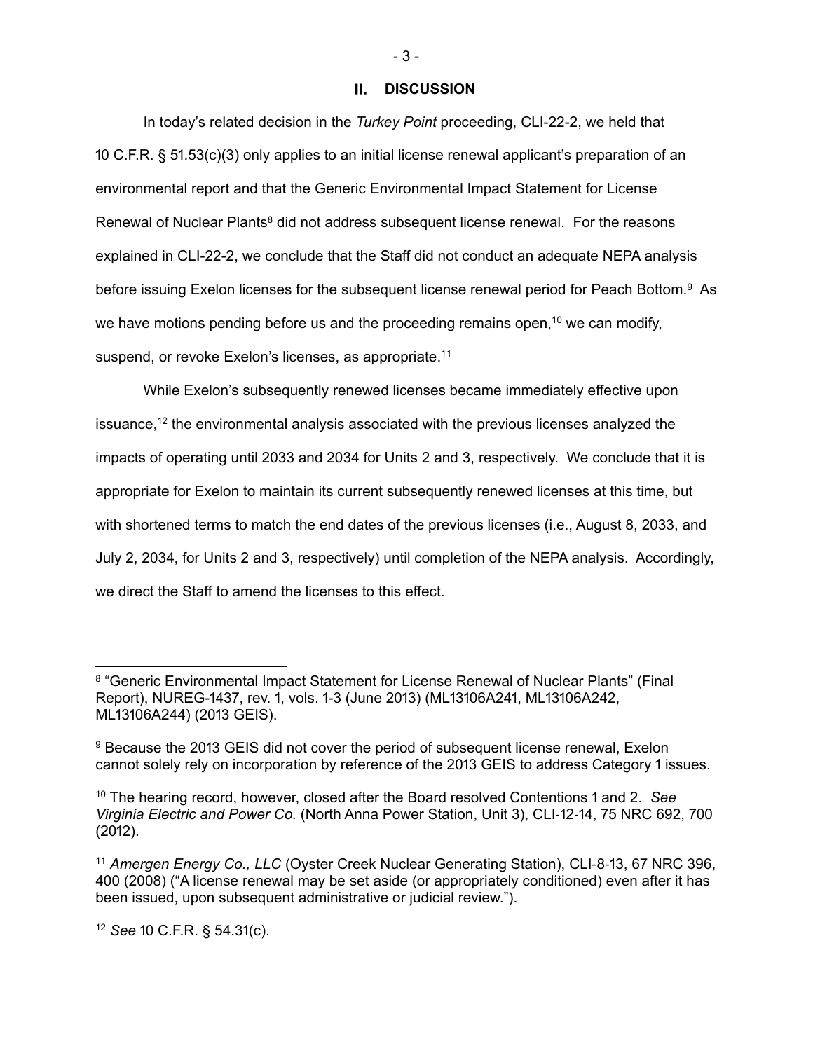## II. DISCUSSION

In today's related decision in the *Turkey Point* proceeding, CLI-22-2, we held that 10 C.F.R. § 51.53(c)(3) only applies to an initial license renewal applicant's preparation of an environmental report and that the Generic Environmental Impact Statement for License Renewal of Nuclear Plants[8] did not address subsequent license renewal. For the reasons explained in CLI-22-2, we conclude that the Staff did not conduct an adequate NEPA analysis before issuing Exelon licenses for the subsequent license renewal period for Peach Bottom.[9] As we have motions pending before us and the proceeding remains open,[10] we can modify, suspend, or revoke Exelon's licenses, as appropriate.[11]

While Exelon's subsequently renewed licenses became immediately effective upon issuance,[12] the environmental analysis associated with the previous licenses analyzed the impacts of operating until 2033 and 2034 for Units 2 and 3, respectively. We conclude that it is appropriate for Exelon to maintain its current subsequently renewed licenses at this time, but with shortened terms to match the end dates of the previous licenses (i.e., August 8, 2033, and July 2, 2034, for Units 2 and 3, respectively) until completion of the NEPA analysis. Accordingly, we direct the Staff to amend the licenses to this effect.

---

[8] "Generic Environmental Impact Statement for License Renewal of Nuclear Plants" (Final Report), NUREG-1437, rev. 1, vols. 1-3 (June 2013) (ML13106A241, ML13106A242, ML13106A244) (2013 GEIS).

[9] Because the 2013 GEIS did not cover the period of subsequent license renewal, Exelon cannot solely rely on incorporation by reference of the 2013 GEIS to address Category 1 issues.

[10] The hearing record, however, closed after the Board resolved Contentions 1 and 2. *See Virginia Electric and Power Co.* (North Anna Power Station, Unit 3), CLI-12-14, 75 NRC 692, 700 (2012).

[11] *Amergen Energy Co., LLC* (Oyster Creek Nuclear Generating Station), CLI-8-13, 67 NRC 396, 400 (2008) ("A license renewal may be set aside (or appropriately conditioned) even after it has been issued, upon subsequent administrative or judicial review.").

[12] *See* 10 C.F.R. § 54.31(c).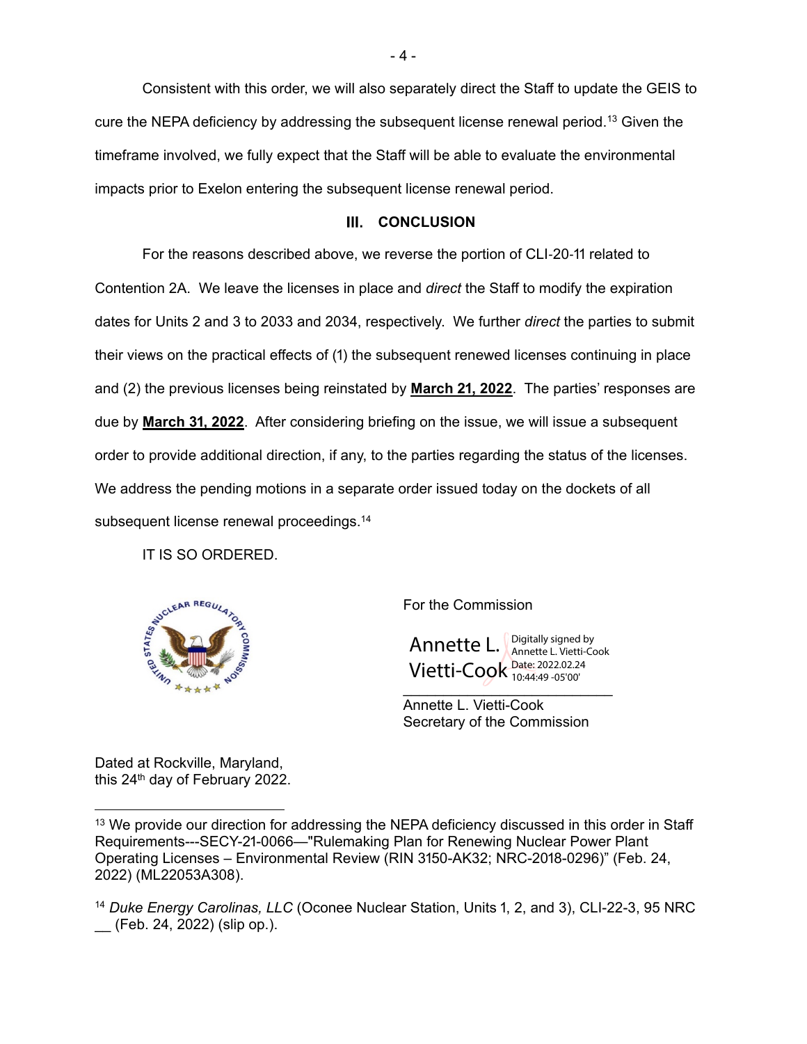Consistent with this order, we will also separately direct the Staff to update the GEIS to cure the NEPA deficiency by addressing the subsequent license renewal period.[13] Given the timeframe involved, we fully expect that the Staff will be able to evaluate the environmental impacts prior to Exelon entering the subsequent license renewal period.

## III. CONCLUSION

For the reasons described above, we reverse the portion of CLI-20-11 related to Contention 2A. We leave the licenses in place and *direct* the Staff to modify the expiration dates for Units 2 and 3 to 2033 and 2034, respectively. We further *direct* the parties to submit their views on the practical effects of (1) the subsequent renewed licenses continuing in place and (2) the previous licenses being reinstated by **March 21, 2022**. The parties' responses are due by **March 31, 2022**. After considering briefing on the issue, we will issue a subsequent order to provide additional direction, if any, to the parties regarding the status of the licenses. We address the pending motions in a separate order issued today on the dockets of all subsequent license renewal proceedings.[14]

IT IS SO ORDERED.

For the Commission

Annette L. Vietti-Cook
Digitally signed by Annette L. Vietti-Cook
Date: 2022.02.24 10:44:49 -05'00'

Annette L. Vietti-Cook
Secretary of the Commission

Dated at Rockville, Maryland,
this 24th day of February 2022.

---

[13] We provide our direction for addressing the NEPA deficiency discussed in this order in Staff Requirements---SECY-21-0066—"Rulemaking Plan for Renewing Nuclear Power Plant Operating Licenses – Environmental Review (RIN 3150-AK32; NRC-2018-0296)" (Feb. 24, 2022) (ML22053A308).

[14] *Duke Energy Carolinas, LLC* (Oconee Nuclear Station, Units 1, 2, and 3), CLI-22-3, 95 NRC __ (Feb. 24, 2022) (slip op.).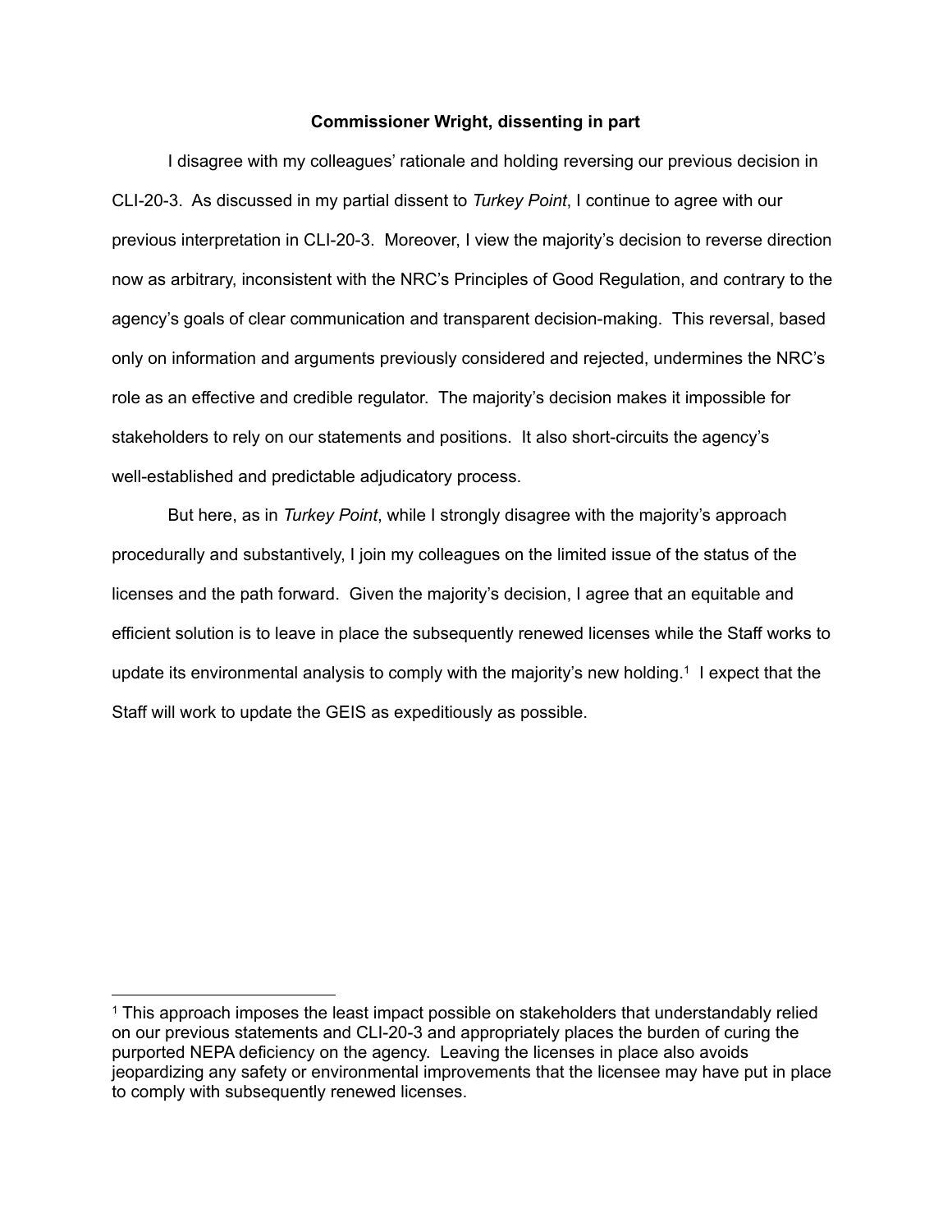**Commissioner Wright, dissenting in part**

I disagree with my colleagues' rationale and holding reversing our previous decision in CLI-20-3. As discussed in my partial dissent to *Turkey Point*, I continue to agree with our previous interpretation in CLI-20-3. Moreover, I view the majority's decision to reverse direction now as arbitrary, inconsistent with the NRC's Principles of Good Regulation, and contrary to the agency's goals of clear communication and transparent decision-making. This reversal, based only on information and arguments previously considered and rejected, undermines the NRC's role as an effective and credible regulator. The majority's decision makes it impossible for stakeholders to rely on our statements and positions. It also short-circuits the agency's well-established and predictable adjudicatory process.

But here, as in *Turkey Point*, while I strongly disagree with the majority's approach procedurally and substantively, I join my colleagues on the limited issue of the status of the licenses and the path forward. Given the majority's decision, I agree that an equitable and efficient solution is to leave in place the subsequently renewed licenses while the Staff works to update its environmental analysis to comply with the majority's new holding.[1] I expect that the Staff will work to update the GEIS as expeditiously as possible.

---

[1] This approach imposes the least impact possible on stakeholders that understandably relied on our previous statements and CLI-20-3 and appropriately places the burden of curing the purported NEPA deficiency on the agency. Leaving the licenses in place also avoids jeopardizing any safety or environmental improvements that the licensee may have put in place to comply with subsequently renewed licenses.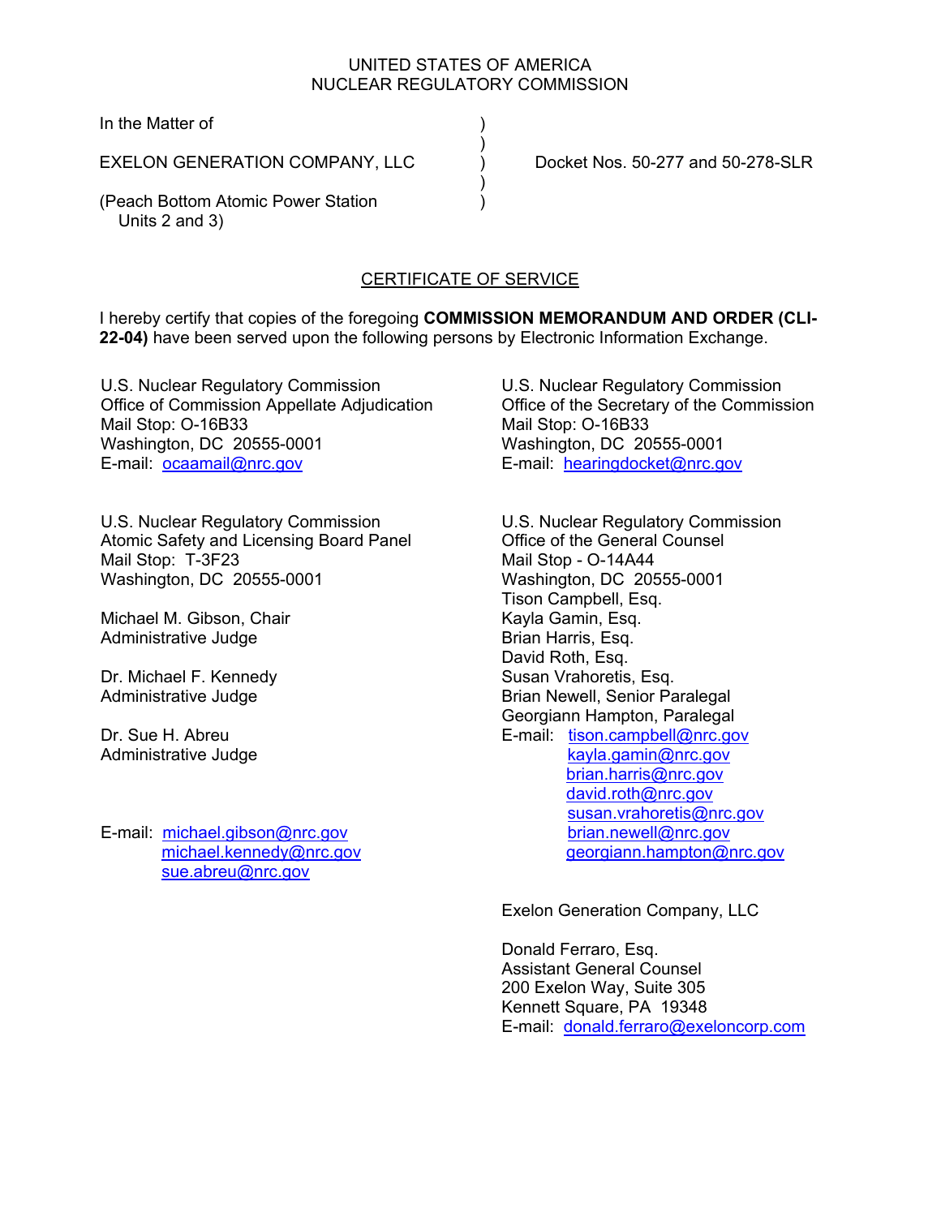UNITED STATES OF AMERICA
NUCLEAR REGULATORY COMMISSION

In the Matter of )
)
EXELON GENERATION COMPANY, LLC ) Docket Nos. 50-277 and 50-278-SLR
)
(Peach Bottom Atomic Power Station )
Units 2 and 3)

## CERTIFICATE OF SERVICE

I hereby certify that copies of the foregoing **COMMISSION MEMORANDUM AND ORDER (CLI-22-04)** have been served upon the following persons by Electronic Information Exchange.

U.S. Nuclear Regulatory Commission
Office of Commission Appellate Adjudication
Mail Stop: O-16B33
Washington, DC 20555-0001
E-mail: ocaamail@nrc.gov

U.S. Nuclear Regulatory Commission
Office of the Secretary of the Commission
Mail Stop: O-16B33
Washington, DC 20555-0001
E-mail: hearingdocket@nrc.gov

U.S. Nuclear Regulatory Commission
Atomic Safety and Licensing Board Panel
Mail Stop: T-3F23
Washington, DC 20555-0001

Michael M. Gibson, Chair
Administrative Judge

Dr. Michael F. Kennedy
Administrative Judge

Dr. Sue H. Abreu
Administrative Judge

E-mail: michael.gibson@nrc.gov
michael.kennedy@nrc.gov
sue.abreu@nrc.gov

U.S. Nuclear Regulatory Commission
Office of the General Counsel
Mail Stop - O-14A44
Washington, DC 20555-0001
Tison Campbell, Esq.
Kayla Gamin, Esq.
Brian Harris, Esq.
David Roth, Esq.
Susan Vrahoretis, Esq.
Brian Newell, Senior Paralegal
Georgiann Hampton, Paralegal
E-mail: tison.campbell@nrc.gov
kayla.gamin@nrc.gov
brian.harris@nrc.gov
david.roth@nrc.gov
susan.vrahoretis@nrc.gov
brian.newell@nrc.gov
georgiann.hampton@nrc.gov

Exelon Generation Company, LLC

Donald Ferraro, Esq.
Assistant General Counsel
200 Exelon Way, Suite 305
Kennett Square, PA 19348
E-mail: donald.ferraro@exeloncorp.com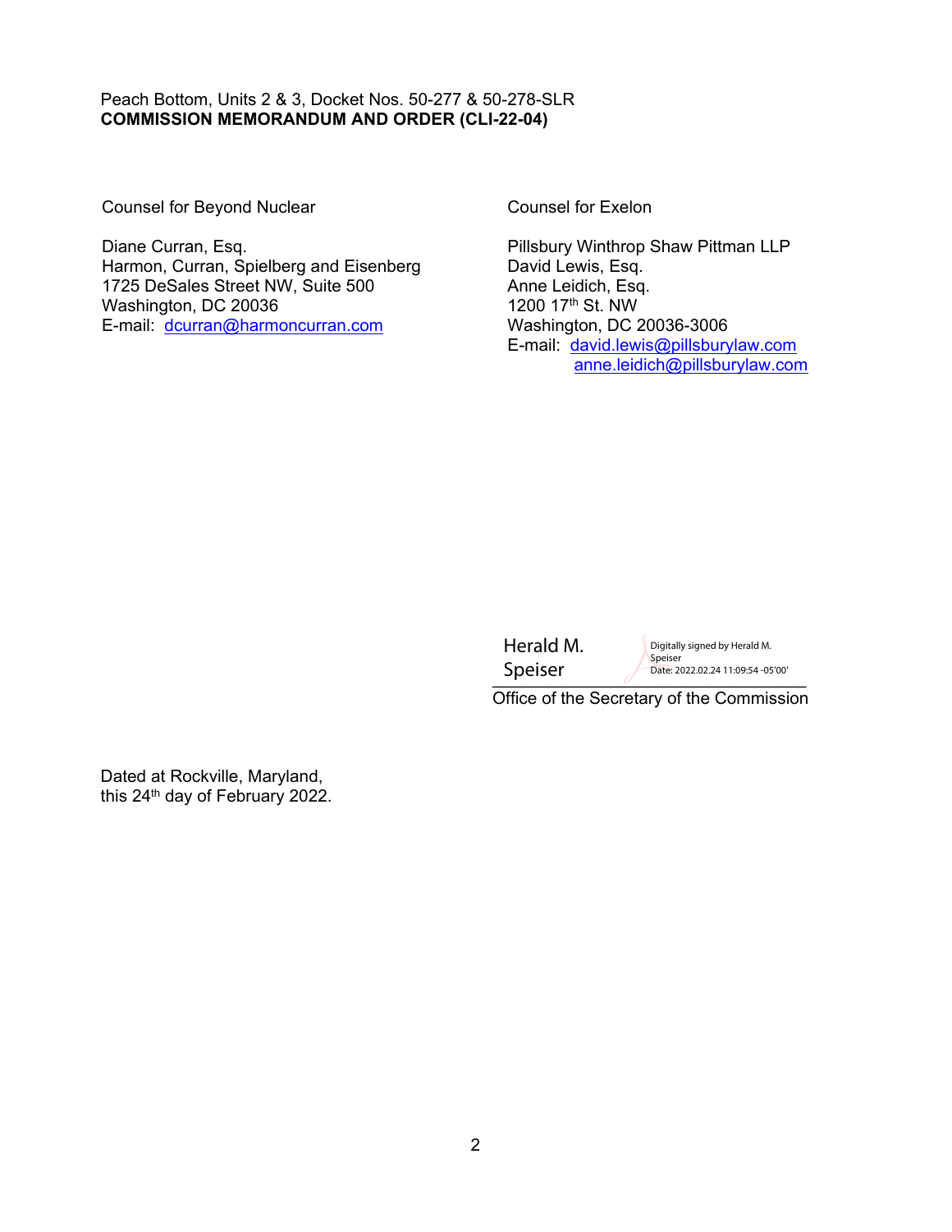Peach Bottom, Units 2 & 3, Docket Nos. 50-277 & 50-278-SLR
**COMMISSION MEMORANDUM AND ORDER (CLI-22-04)**

Counsel for Beyond Nuclear

Diane Curran, Esq.
Harmon, Curran, Spielberg and Eisenberg
1725 DeSales Street NW, Suite 500
Washington, DC 20036
E-mail: dcurran@harmoncurran.com

Counsel for Exelon

Pillsbury Winthrop Shaw Pittman LLP
David Lewis, Esq.
Anne Leidich, Esq.
1200 17th St. NW
Washington, DC 20036-3006
E-mail: david.lewis@pillsburylaw.com
anne.leidich@pillsburylaw.com

Herald M. Speiser
Digitally signed by Herald M. Speiser
Date: 2022.02.24 11:09:54 -05'00'

Office of the Secretary of the Commission

Dated at Rockville, Maryland,
this 24th day of February 2022.